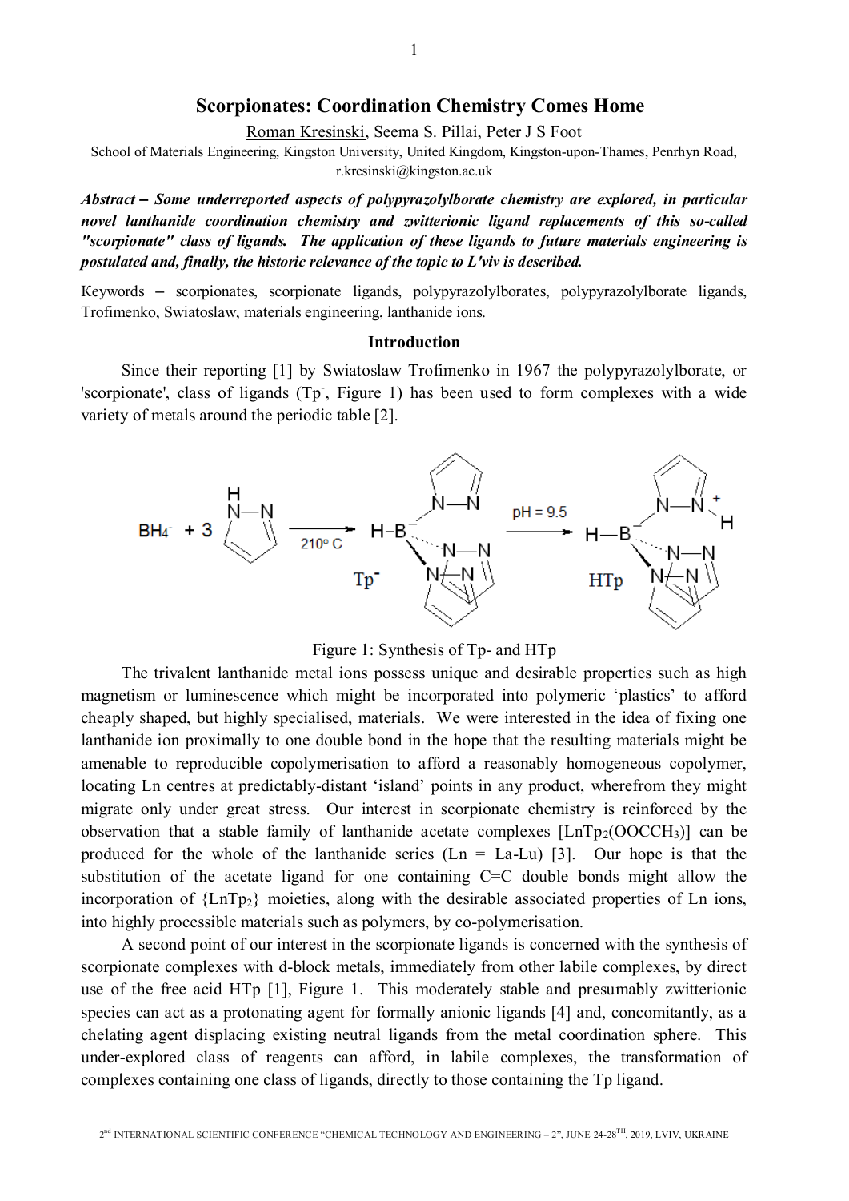# Scorpionates: Coordination Chemistry Comes Home

Roman Kresinski, Seema S. Pillai, Peter J S Foot

School of Materials Engineering, Kingston University, United Kingdom, Kingston-upon-Thames, Penrhyn Road, r.kresinski@kingston.ac.uk

***Abstract – Some underreported aspects of polypyrazolylborate chemistry are explored, in particular novel lanthanide coordination chemistry and zwitterionic ligand replacements of this so-called "scorpionate" class of ligands. The application of these ligands to future materials engineering is postulated and, finally, the historic relevance of the topic to L'viv is described.***

Keywords – scorpionates, scorpionate ligands, polypyrazolylborates, polypyrazolylborate ligands, Trofimenko, Swiatoslaw, materials engineering, lanthanide ions.

## Introduction

Since their reporting [1] by Swiatoslaw Trofimenko in 1967 the polypyrazolylborate, or 'scorpionate', class of ligands ($Tp^-$, Figure 1) has been used to form complexes with a wide variety of metals around the periodic table [2].

Figure 1: Synthesis of Tp- and HTp

The trivalent lanthanide metal ions possess unique and desirable properties such as high magnetism or luminescence which might be incorporated into polymeric 'plastics' to afford cheaply shaped, but highly specialised, materials. We were interested in the idea of fixing one lanthanide ion proximally to one double bond in the hope that the resulting materials might be amenable to reproducible copolymerisation to afford a reasonably homogeneous copolymer, locating Ln centres at predictably-distant 'island' points in any product, wherefrom they might migrate only under great stress. Our interest in scorpionate chemistry is reinforced by the observation that a stable family of lanthanide acetate complexes $[LnTp_2(OOCCH_3)]$ can be produced for the whole of the lanthanide series (Ln = La-Lu) [3]. Our hope is that the substitution of the acetate ligand for one containing C=C double bonds might allow the incorporation of $\{LnTp_2\}$ moieties, along with the desirable associated properties of Ln ions, into highly processible materials such as polymers, by co-polymerisation.

A second point of our interest in the scorpionate ligands is concerned with the synthesis of scorpionate complexes with d-block metals, immediately from other labile complexes, by direct use of the free acid HTp [1], Figure 1. This moderately stable and presumably zwitterionic species can act as a protonating agent for formally anionic ligands [4] and, concomitantly, as a chelating agent displacing existing neutral ligands from the metal coordination sphere. This under-explored class of reagents can afford, in labile complexes, the transformation of complexes containing one class of ligands, directly to those containing the Tp ligand.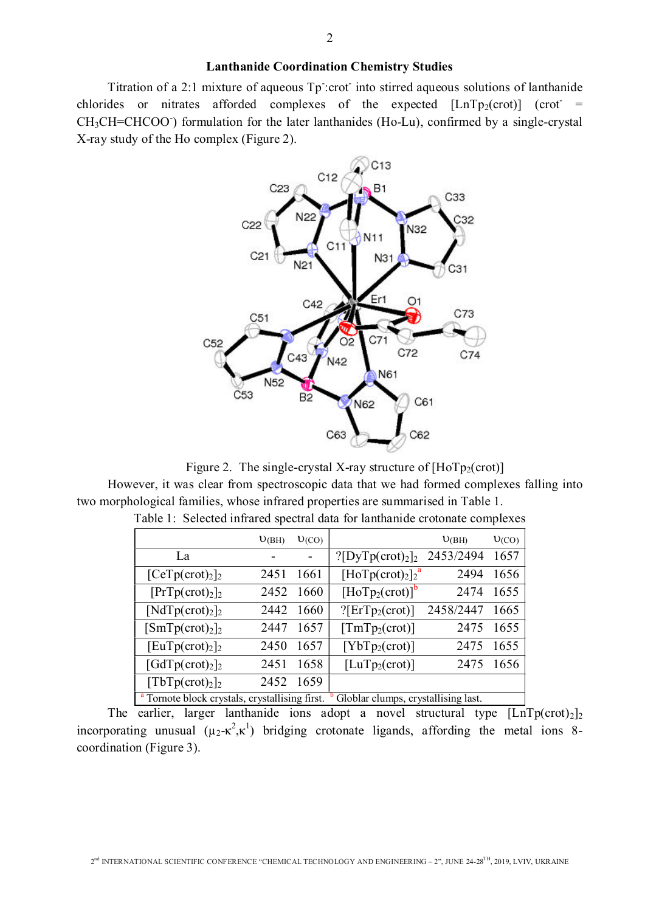### Lanthanide Coordination Chemistry Studies

Titration of a 2:1 mixture of aqueous $Tp^-$:crot$^-$ into stirred aqueous solutions of lanthanide chlorides or nitrates afforded complexes of the expected [$LnTp_2$(crot)] (crot$^-$ = $CH_3CH{=}CHCOO^-$) formulation for the later lanthanides (Ho-Lu), confirmed by a single-crystal X-ray study of the Ho complex (Figure 2).

Figure 2. The single-crystal X-ray structure of [$HoTp_2$(crot)]

However, it was clear from spectroscopic data that we had formed complexes falling into two morphological families, whose infrared properties are summarised in Table 1.

Table 1: Selected infrared spectral data for lanthanide crotonate complexes

| | $\upsilon_{(BH)}$ | $\upsilon_{(CO)}$ | | $\upsilon_{(BH)}$ | $\upsilon_{(CO)}$ |
|---|---|---|---|---|---|
| La | - | - | ?[$DyTp(crot)_2$]$_2$ | 2453/2494 | 1657 |
| [$CeTp(crot)_2$]$_2$ | 2451 | 1661 | [$HoTp(crot)_2$]$_2$ [a] | 2494 | 1656 |
| [$PrTp(crot)_2$]$_2$ | 2452 | 1660 | [$HoTp_2$(crot)] [b] | 2474 | 1655 |
| [$NdTp(crot)_2$]$_2$ | 2442 | 1660 | ?[$ErTp_2$(crot)] | 2458/2447 | 1665 |
| [$SmTp(crot)_2$]$_2$ | 2447 | 1657 | [$TmTp_2$(crot)] | 2475 | 1655 |
| [$EuTp(crot)_2$]$_2$ | 2450 | 1657 | [$YbTp_2$(crot)] | 2475 | 1655 |
| [$GdTp(crot)_2$]$_2$ | 2451 | 1658 | [$LuTp_2$(crot)] | 2475 | 1656 |
| [$TbTp(crot)_2$]$_2$ | 2452 | 1659 | | | |

[a] Tornote block crystals, crystallising first. [b] Globlar clumps, crystallising last.

The earlier, larger lanthanide ions adopt a novel structural type [$LnTp(crot)_2$]$_2$ incorporating unusual ($\mu_2$-$\kappa^2$,$\kappa^1$) bridging crotonate ligands, affording the metal ions 8-coordination (Figure 3).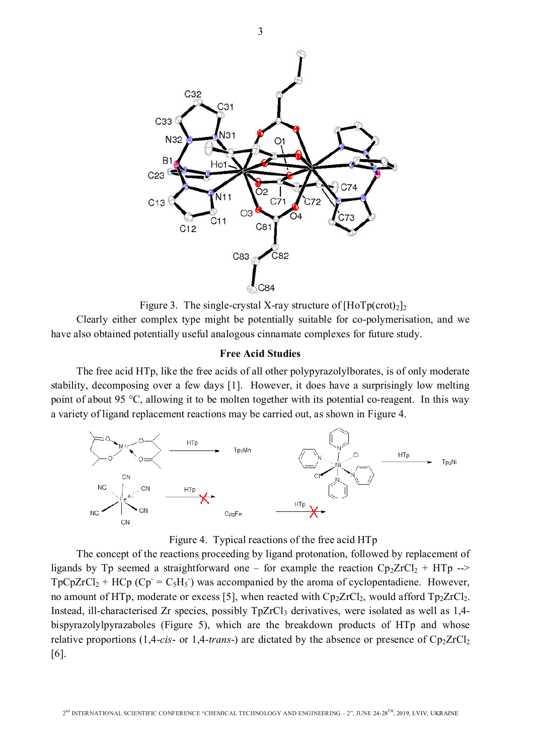Figure 3. The single-crystal X-ray structure of $[HoTp(crot)_2]_2$

Clearly either complex type might be potentially suitable for co-polymerisation, and we have also obtained potentially useful analogous cinnamate complexes for future study.

### Free Acid Studies

The free acid HTp, like the free acids of all other polypyrazolylborates, is of only moderate stability, decomposing over a few days [1]. However, it does have a surprisingly low melting point of about 95 °C, allowing it to be molten together with its potential co-reagent. In this way a variety of ligand replacement reactions may be carried out, as shown in Figure 4.

Figure 4. Typical reactions of the free acid HTp

The concept of the reactions proceeding by ligand protonation, followed by replacement of ligands by Tp seemed a straightforward one – for example the reaction $Cp_2ZrCl_2$ + HTp --> $TpCpZrCl_2$ + HCp ($Cp^-$ = $C_5H_5^-$) was accompanied by the aroma of cyclopentadiene. However, no amount of HTp, moderate or excess [5], when reacted with $Cp_2ZrCl_2$, would afford $Tp_2ZrCl_2$. Instead, ill-characterised Zr species, possibly $TpZrCl_3$ derivatives, were isolated as well as 1,4-bispyrazolylpyrazaboles (Figure 5), which are the breakdown products of HTp and whose relative proportions (1,4-*cis*- or 1,4-*trans*-) are dictated by the absence or presence of $Cp_2ZrCl_2$ [6].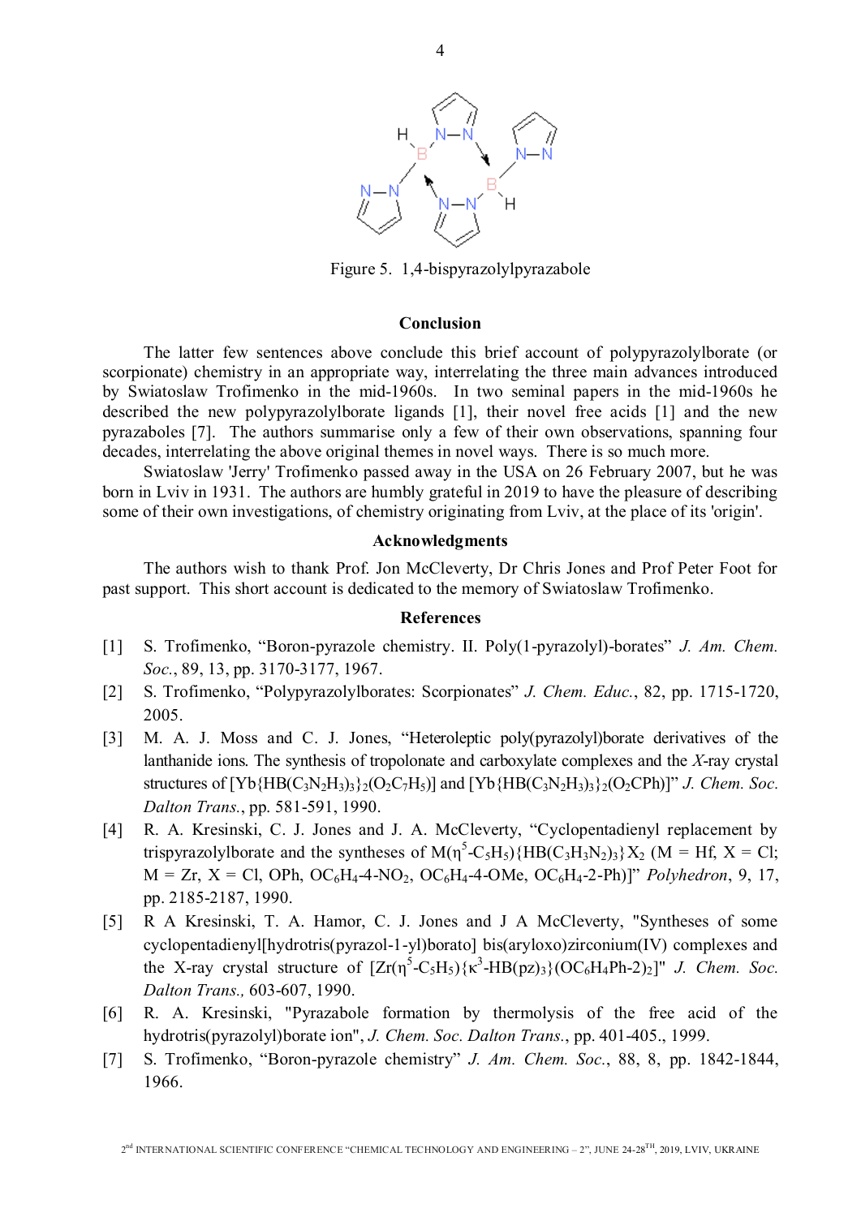Figure 5. 1,4-bispyrazolylpyrazabole

### Conclusion

The latter few sentences above conclude this brief account of polypyrazolylborate (or scorpionate) chemistry in an appropriate way, interrelating the three main advances introduced by Swiatoslaw Trofimenko in the mid-1960s. In two seminal papers in the mid-1960s he described the new polypyrazolylborate ligands [1], their novel free acids [1] and the new pyrazaboles [7]. The authors summarise only a few of their own observations, spanning four decades, interrelating the above original themes in novel ways. There is so much more.

Swiatoslaw 'Jerry' Trofimenko passed away in the USA on 26 February 2007, but he was born in Lviv in 1931. The authors are humbly grateful in 2019 to have the pleasure of describing some of their own investigations, of chemistry originating from Lviv, at the place of its 'origin'.

### Acknowledgments

The authors wish to thank Prof. Jon McCleverty, Dr Chris Jones and Prof Peter Foot for past support. This short account is dedicated to the memory of Swiatoslaw Trofimenko.

### References

[1] S. Trofimenko, "Boron-pyrazole chemistry. II. Poly(1-pyrazolyl)-borates" *J. Am. Chem. Soc.*, 89, 13, pp. 3170-3177, 1967.

[2] S. Trofimenko, "Polypyrazolylborates: Scorpionates" *J. Chem. Educ.*, 82, pp. 1715-1720, 2005.

[3] M. A. J. Moss and C. J. Jones, "Heteroleptic poly(pyrazolyl)borate derivatives of the lanthanide ions. The synthesis of tropolonate and carboxylate complexes and the *X*-ray crystal structures of $[Yb\{HB(C_3N_2H_3)_3\}_2(O_2C_7H_5)]$ and $[Yb\{HB(C_3N_2H_3)_3\}_2(O_2CPh)]$" *J. Chem. Soc. Dalton Trans.*, pp. 581-591, 1990.

[4] R. A. Kresinski, C. J. Jones and J. A. McCleverty, "Cyclopentadienyl replacement by trispyrazolylborate and the syntheses of $M(\eta^5\text{-}C_5H_5)\{HB(C_3H_3N_2)_3\}X_2$ (M = Hf, X = Cl; M = Zr, X = Cl, OPh, $OC_6H_4\text{-}4\text{-}NO_2$, $OC_6H_4\text{-}4\text{-}OMe$, $OC_6H_4\text{-}2\text{-}Ph$)" *Polyhedron*, 9, 17, pp. 2185-2187, 1990.

[5] R A Kresinski, T. A. Hamor, C. J. Jones and J A McCleverty, "Syntheses of some cyclopentadienyl[hydrotris(pyrazol-1-yl)borato] bis(aryloxo)zirconium(IV) complexes and the X-ray crystal structure of $[Zr(\eta^5\text{-}C_5H_5)\{\kappa^3\text{-}HB(pz)_3\}(OC_6H_4Ph\text{-}2)_2]$" *J. Chem. Soc. Dalton Trans.,* 603-607, 1990.

[6] R. A. Kresinski, "Pyrazabole formation by thermolysis of the free acid of the hydrotris(pyrazolyl)borate ion", *J. Chem. Soc. Dalton Trans.*, pp. 401-405., 1999.

[7] S. Trofimenko, "Boron-pyrazole chemistry" *J. Am. Chem. Soc.*, 88, 8, pp. 1842-1844, 1966.